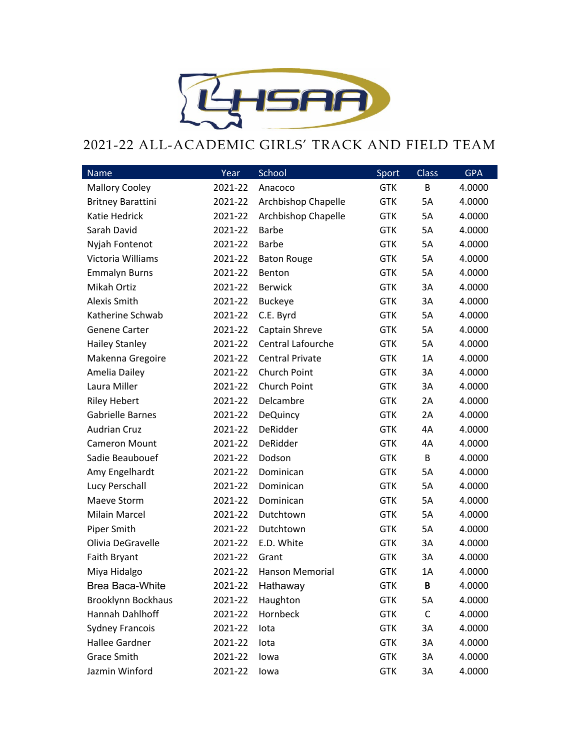# 2021-22 ALL-ACADEMIC GIRLS' TRACK AND FIELD TEAM

| Name | Year | School | Sport | Class | GPA |
|---|---|---|---|---|---|
| Mallory Cooley | 2021-22 | Anacoco | GTK | B | 4.0000 |
| Britney Barattini | 2021-22 | Archbishop Chapelle | GTK | 5A | 4.0000 |
| Katie Hedrick | 2021-22 | Archbishop Chapelle | GTK | 5A | 4.0000 |
| Sarah David | 2021-22 | Barbe | GTK | 5A | 4.0000 |
| Nyjah Fontenot | 2021-22 | Barbe | GTK | 5A | 4.0000 |
| Victoria Williams | 2021-22 | Baton Rouge | GTK | 5A | 4.0000 |
| Emmalyn Burns | 2021-22 | Benton | GTK | 5A | 4.0000 |
| Mikah Ortiz | 2021-22 | Berwick | GTK | 3A | 4.0000 |
| Alexis Smith | 2021-22 | Buckeye | GTK | 3A | 4.0000 |
| Katherine Schwab | 2021-22 | C.E. Byrd | GTK | 5A | 4.0000 |
| Genene Carter | 2021-22 | Captain Shreve | GTK | 5A | 4.0000 |
| Hailey Stanley | 2021-22 | Central Lafourche | GTK | 5A | 4.0000 |
| Makenna Gregoire | 2021-22 | Central Private | GTK | 1A | 4.0000 |
| Amelia Dailey | 2021-22 | Church Point | GTK | 3A | 4.0000 |
| Laura Miller | 2021-22 | Church Point | GTK | 3A | 4.0000 |
| Riley Hebert | 2021-22 | Delcambre | GTK | 2A | 4.0000 |
| Gabrielle Barnes | 2021-22 | DeQuincy | GTK | 2A | 4.0000 |
| Audrian Cruz | 2021-22 | DeRidder | GTK | 4A | 4.0000 |
| Cameron Mount | 2021-22 | DeRidder | GTK | 4A | 4.0000 |
| Sadie Beaubouef | 2021-22 | Dodson | GTK | B | 4.0000 |
| Amy Engelhardt | 2021-22 | Dominican | GTK | 5A | 4.0000 |
| Lucy Perschall | 2021-22 | Dominican | GTK | 5A | 4.0000 |
| Maeve Storm | 2021-22 | Dominican | GTK | 5A | 4.0000 |
| Milain Marcel | 2021-22 | Dutchtown | GTK | 5A | 4.0000 |
| Piper Smith | 2021-22 | Dutchtown | GTK | 5A | 4.0000 |
| Olivia DeGravelle | 2021-22 | E.D. White | GTK | 3A | 4.0000 |
| Faith Bryant | 2021-22 | Grant | GTK | 3A | 4.0000 |
| Miya Hidalgo | 2021-22 | Hanson Memorial | GTK | 1A | 4.0000 |
| Brea Baca-White | 2021-22 | Hathaway | GTK | **B** | 4.0000 |
| Brooklynn Bockhaus | 2021-22 | Haughton | GTK | 5A | 4.0000 |
| Hannah Dahlhoff | 2021-22 | Hornbeck | GTK | C | 4.0000 |
| Sydney Francois | 2021-22 | Iota | GTK | 3A | 4.0000 |
| Hallee Gardner | 2021-22 | Iota | GTK | 3A | 4.0000 |
| Grace Smith | 2021-22 | Iowa | GTK | 3A | 4.0000 |
| Jazmin Winford | 2021-22 | Iowa | GTK | 3A | 4.0000 |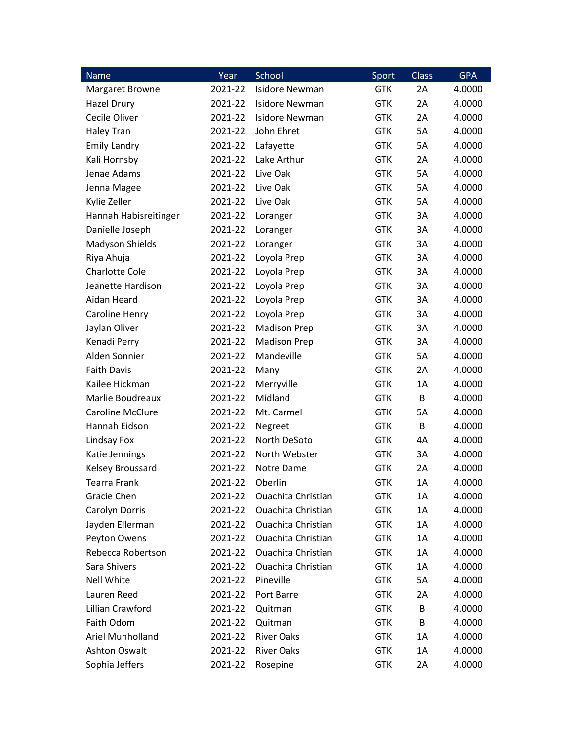| Name | Year | School | Sport | Class | GPA |
|---|---|---|---|---|---|
| Margaret Browne | 2021-22 | Isidore Newman | GTK | 2A | 4.0000 |
| Hazel Drury | 2021-22 | Isidore Newman | GTK | 2A | 4.0000 |
| Cecile Oliver | 2021-22 | Isidore Newman | GTK | 2A | 4.0000 |
| Haley Tran | 2021-22 | John Ehret | GTK | 5A | 4.0000 |
| Emily Landry | 2021-22 | Lafayette | GTK | 5A | 4.0000 |
| Kali Hornsby | 2021-22 | Lake Arthur | GTK | 2A | 4.0000 |
| Jenae Adams | 2021-22 | Live Oak | GTK | 5A | 4.0000 |
| Jenna Magee | 2021-22 | Live Oak | GTK | 5A | 4.0000 |
| Kylie Zeller | 2021-22 | Live Oak | GTK | 5A | 4.0000 |
| Hannah Habisreitinger | 2021-22 | Loranger | GTK | 3A | 4.0000 |
| Danielle Joseph | 2021-22 | Loranger | GTK | 3A | 4.0000 |
| Madyson Shields | 2021-22 | Loranger | GTK | 3A | 4.0000 |
| Riya Ahuja | 2021-22 | Loyola Prep | GTK | 3A | 4.0000 |
| Charlotte Cole | 2021-22 | Loyola Prep | GTK | 3A | 4.0000 |
| Jeanette Hardison | 2021-22 | Loyola Prep | GTK | 3A | 4.0000 |
| Aidan Heard | 2021-22 | Loyola Prep | GTK | 3A | 4.0000 |
| Caroline Henry | 2021-22 | Loyola Prep | GTK | 3A | 4.0000 |
| Jaylan Oliver | 2021-22 | Madison Prep | GTK | 3A | 4.0000 |
| Kenadi Perry | 2021-22 | Madison Prep | GTK | 3A | 4.0000 |
| Alden Sonnier | 2021-22 | Mandeville | GTK | 5A | 4.0000 |
| Faith Davis | 2021-22 | Many | GTK | 2A | 4.0000 |
| Kailee Hickman | 2021-22 | Merryville | GTK | 1A | 4.0000 |
| Marlie Boudreaux | 2021-22 | Midland | GTK | B | 4.0000 |
| Caroline McClure | 2021-22 | Mt. Carmel | GTK | 5A | 4.0000 |
| Hannah Eidson | 2021-22 | Negreet | GTK | B | 4.0000 |
| Lindsay Fox | 2021-22 | North DeSoto | GTK | 4A | 4.0000 |
| Katie Jennings | 2021-22 | North Webster | GTK | 3A | 4.0000 |
| Kelsey Broussard | 2021-22 | Notre Dame | GTK | 2A | 4.0000 |
| Tearra Frank | 2021-22 | Oberlin | GTK | 1A | 4.0000 |
| Gracie Chen | 2021-22 | Ouachita Christian | GTK | 1A | 4.0000 |
| Carolyn Dorris | 2021-22 | Ouachita Christian | GTK | 1A | 4.0000 |
| Jayden Ellerman | 2021-22 | Ouachita Christian | GTK | 1A | 4.0000 |
| Peyton Owens | 2021-22 | Ouachita Christian | GTK | 1A | 4.0000 |
| Rebecca Robertson | 2021-22 | Ouachita Christian | GTK | 1A | 4.0000 |
| Sara Shivers | 2021-22 | Ouachita Christian | GTK | 1A | 4.0000 |
| Nell White | 2021-22 | Pineville | GTK | 5A | 4.0000 |
| Lauren Reed | 2021-22 | Port Barre | GTK | 2A | 4.0000 |
| Lillian Crawford | 2021-22 | Quitman | GTK | B | 4.0000 |
| Faith Odom | 2021-22 | Quitman | GTK | B | 4.0000 |
| Ariel Munholland | 2021-22 | River Oaks | GTK | 1A | 4.0000 |
| Ashton Oswalt | 2021-22 | River Oaks | GTK | 1A | 4.0000 |
| Sophia Jeffers | 2021-22 | Rosepine | GTK | 2A | 4.0000 |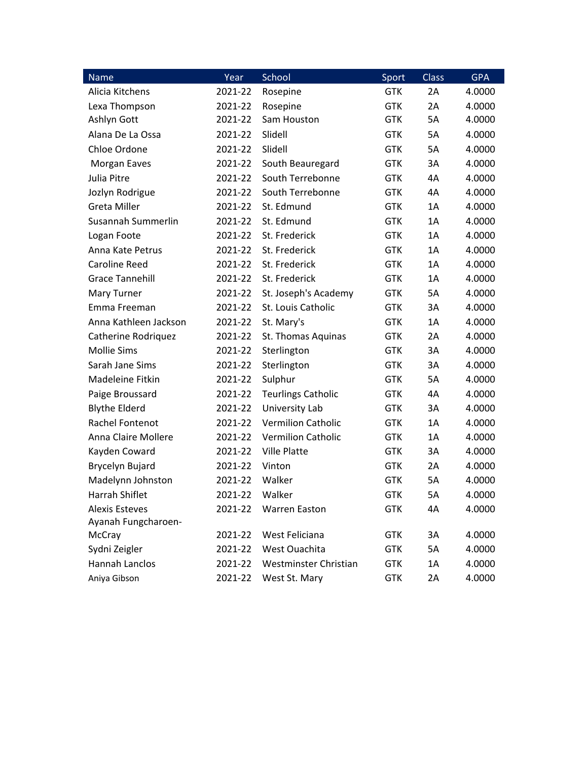| Name | Year | School | Sport | Class | GPA |
|---|---|---|---|---|---|
| Alicia Kitchens | 2021-22 | Rosepine | GTK | 2A | 4.0000 |
| Lexa Thompson | 2021-22 | Rosepine | GTK | 2A | 4.0000 |
| Ashlyn Gott | 2021-22 | Sam Houston | GTK | 5A | 4.0000 |
| Alana De La Ossa | 2021-22 | Slidell | GTK | 5A | 4.0000 |
| Chloe Ordone | 2021-22 | Slidell | GTK | 5A | 4.0000 |
| Morgan Eaves | 2021-22 | South Beauregard | GTK | 3A | 4.0000 |
| Julia Pitre | 2021-22 | South Terrebonne | GTK | 4A | 4.0000 |
| Jozlyn Rodrigue | 2021-22 | South Terrebonne | GTK | 4A | 4.0000 |
| Greta Miller | 2021-22 | St. Edmund | GTK | 1A | 4.0000 |
| Susannah Summerlin | 2021-22 | St. Edmund | GTK | 1A | 4.0000 |
| Logan Foote | 2021-22 | St. Frederick | GTK | 1A | 4.0000 |
| Anna Kate Petrus | 2021-22 | St. Frederick | GTK | 1A | 4.0000 |
| Caroline Reed | 2021-22 | St. Frederick | GTK | 1A | 4.0000 |
| Grace Tannehill | 2021-22 | St. Frederick | GTK | 1A | 4.0000 |
| Mary Turner | 2021-22 | St. Joseph's Academy | GTK | 5A | 4.0000 |
| Emma Freeman | 2021-22 | St. Louis Catholic | GTK | 3A | 4.0000 |
| Anna Kathleen Jackson | 2021-22 | St. Mary's | GTK | 1A | 4.0000 |
| Catherine Rodriquez | 2021-22 | St. Thomas Aquinas | GTK | 2A | 4.0000 |
| Mollie Sims | 2021-22 | Sterlington | GTK | 3A | 4.0000 |
| Sarah Jane Sims | 2021-22 | Sterlington | GTK | 3A | 4.0000 |
| Madeleine Fitkin | 2021-22 | Sulphur | GTK | 5A | 4.0000 |
| Paige Broussard | 2021-22 | Teurlings Catholic | GTK | 4A | 4.0000 |
| Blythe Elderd | 2021-22 | University Lab | GTK | 3A | 4.0000 |
| Rachel Fontenot | 2021-22 | Vermilion Catholic | GTK | 1A | 4.0000 |
| Anna Claire Mollere | 2021-22 | Vermilion Catholic | GTK | 1A | 4.0000 |
| Kayden Coward | 2021-22 | Ville Platte | GTK | 3A | 4.0000 |
| Brycelyn Bujard | 2021-22 | Vinton | GTK | 2A | 4.0000 |
| Madelynn Johnston | 2021-22 | Walker | GTK | 5A | 4.0000 |
| Harrah Shiflet | 2021-22 | Walker | GTK | 5A | 4.0000 |
| Alexis Esteves | 2021-22 | Warren Easton | GTK | 4A | 4.0000 |
| Ayanah Fungcharoen-McCray | 2021-22 | West Feliciana | GTK | 3A | 4.0000 |
| Sydni Zeigler | 2021-22 | West Ouachita | GTK | 5A | 4.0000 |
| Hannah Lanclos | 2021-22 | Westminster Christian | GTK | 1A | 4.0000 |
| Aniya Gibson | 2021-22 | West St. Mary | GTK | 2A | 4.0000 |